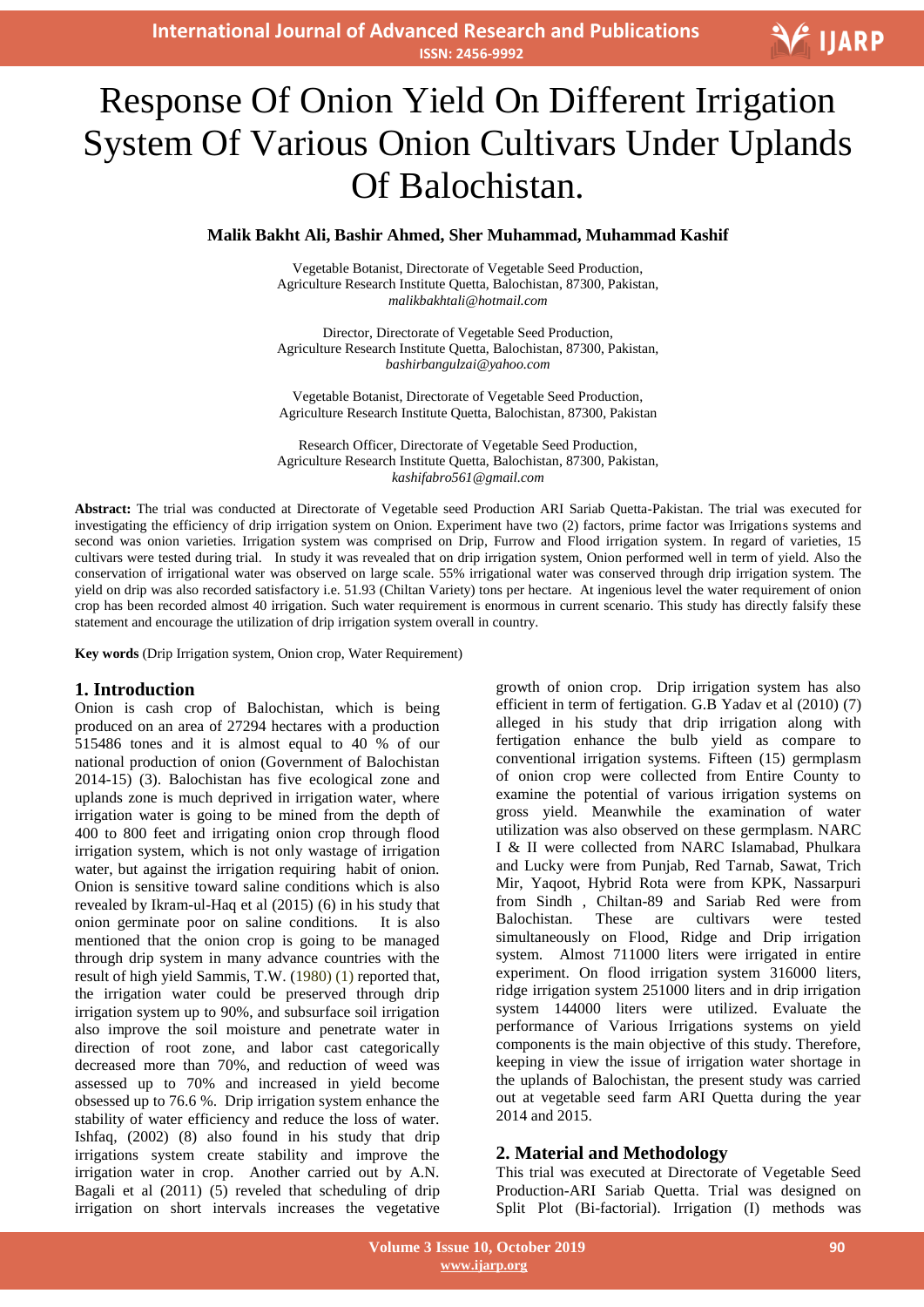# Response Of Onion Yield On Different Irrigation System Of Various Onion Cultivars Under Uplands Of Balochistan.

**Malik Bakht Ali, Bashir Ahmed, Sher Muhammad, Muhammad Kashif**

Vegetable Botanist, Directorate of Vegetable Seed Production,
Agriculture Research Institute Quetta, Balochistan, 87300, Pakistan,
*malikbakhtali@hotmail.com*

Director, Directorate of Vegetable Seed Production,
Agriculture Research Institute Quetta, Balochistan, 87300, Pakistan,
*bashirbangulzai@yahoo.com*

Vegetable Botanist, Directorate of Vegetable Seed Production,
Agriculture Research Institute Quetta, Balochistan, 87300, Pakistan

Research Officer, Directorate of Vegetable Seed Production,
Agriculture Research Institute Quetta, Balochistan, 87300, Pakistan,
*kashifabro561@gmail.com*

**Abstract:** The trial was conducted at Directorate of Vegetable seed Production ARI Sariab Quetta-Pakistan. The trial was executed for investigating the efficiency of drip irrigation system on Onion. Experiment have two (2) factors, prime factor was Irrigations systems and second was onion varieties. Irrigation system was comprised on Drip, Furrow and Flood irrigation system. In regard of varieties, 15 cultivars were tested during trial. In study it was revealed that on drip irrigation system, Onion performed well in term of yield. Also the conservation of irrigational water was observed on large scale. 55% irrigational water was conserved through drip irrigation system. The yield on drip was also recorded satisfactory i.e. 51.93 (Chiltan Variety) tons per hectare. At ingenious level the water requirement of onion crop has been recorded almost 40 irrigation. Such water requirement is enormous in current scenario. This study has directly falsify these statement and encourage the utilization of drip irrigation system overall in country.

**Key words** (Drip Irrigation system, Onion crop, Water Requirement)

## 1. Introduction

Onion is cash crop of Balochistan, which is being produced on an area of 27294 hectares with a production 515486 tones and it is almost equal to 40 % of our national production of onion (Government of Balochistan 2014-15) (3). Balochistan has five ecological zone and uplands zone is much deprived in irrigation water, where irrigation water is going to be mined from the depth of 400 to 800 feet and irrigating onion crop through flood irrigation system, which is not only wastage of irrigation water, but against the irrigation requiring habit of onion. Onion is sensitive toward saline conditions which is also revealed by Ikram-ul-Haq et al (2015) (6) in his study that onion germinate poor on saline conditions. It is also mentioned that the onion crop is going to be managed through drip system in many advance countries with the result of high yield Sammis, T.W. (1980) (1) reported that, the irrigation water could be preserved through drip irrigation system up to 90%, and subsurface soil irrigation also improve the soil moisture and penetrate water in direction of root zone, and labor cast categorically decreased more than 70%, and reduction of weed was assessed up to 70% and increased in yield become obsessed up to 76.6 %. Drip irrigation system enhance the stability of water efficiency and reduce the loss of water. Ishfaq, (2002) (8) also found in his study that drip irrigations system create stability and improve the irrigation water in crop. Another carried out by A.N. Bagali et al (2011) (5) reveled that scheduling of drip irrigation on short intervals increases the vegetative growth of onion crop. Drip irrigation system has also efficient in term of fertigation. G.B Yadav et al (2010) (7) alleged in his study that drip irrigation along with fertigation enhance the bulb yield as compare to conventional irrigation systems. Fifteen (15) germplasm of onion crop were collected from Entire County to examine the potential of various irrigation systems on gross yield. Meanwhile the examination of water utilization was also observed on these germplasm. NARC I & II were collected from NARC Islamabad, Phulkara and Lucky were from Punjab, Red Tarnab, Sawat, Trich Mir, Yaqoot, Hybrid Rota were from KPK, Nassarpuri from Sindh , Chiltan-89 and Sariab Red were from Balochistan. These are cultivars were tested simultaneously on Flood, Ridge and Drip irrigation system. Almost 711000 liters were irrigated in entire experiment. On flood irrigation system 316000 liters, ridge irrigation system 251000 liters and in drip irrigation system 144000 liters were utilized. Evaluate the performance of Various Irrigations systems on yield components is the main objective of this study. Therefore, keeping in view the issue of irrigation water shortage in the uplands of Balochistan, the present study was carried out at vegetable seed farm ARI Quetta during the year 2014 and 2015.

## 2. Material and Methodology

This trial was executed at Directorate of Vegetable Seed Production-ARI Sariab Quetta. Trial was designed on Split Plot (Bi-factorial). Irrigation (I) methods was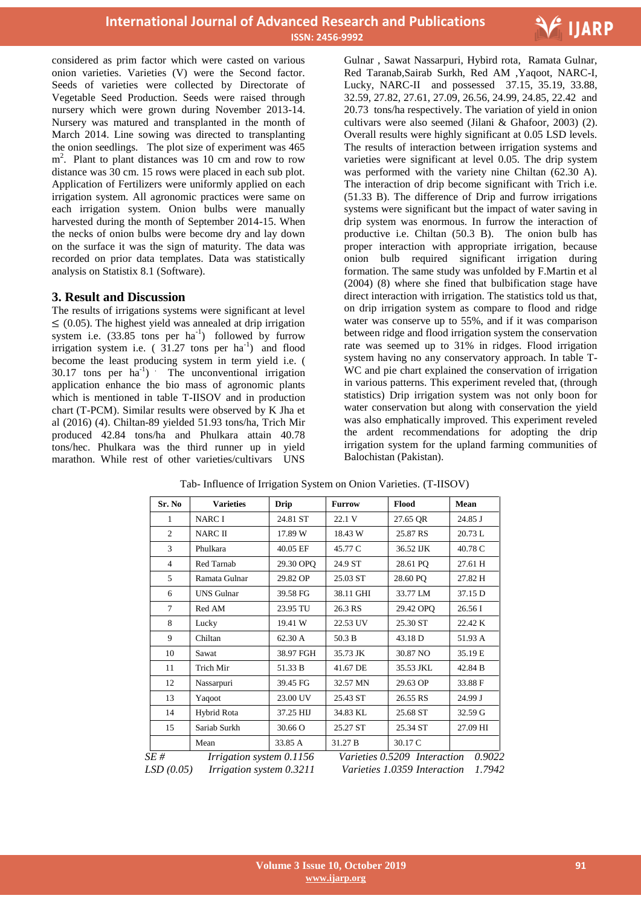considered as prim factor which were casted on various onion varieties. Varieties (V) were the Second factor. Seeds of varieties were collected by Directorate of Vegetable Seed Production. Seeds were raised through nursery which were grown during November 2013-14. Nursery was matured and transplanted in the month of March 2014. Line sowing was directed to transplanting the onion seedlings. The plot size of experiment was 465 $m^2$. Plant to plant distances was 10 cm and row to row distance was 30 cm. 15 rows were placed in each sub plot. Application of Fertilizers were uniformly applied on each irrigation system. All agronomic practices were same on each irrigation system. Onion bulbs were manually harvested during the month of September 2014-15. When the necks of onion bulbs were become dry and lay down on the surface it was the sign of maturity. The data was recorded on prior data templates. Data was statistically analysis on Statistix 8.1 (Software).

## 3. Result and Discussion

The results of irrigations systems were significant at level ≤ (0.05). The highest yield was annealed at drip irrigation system i.e. (33.85 tons per $ha^{-1}$) followed by furrow irrigation system i.e. ( 31.27 tons per $ha^{-1}$) and flood become the least producing system in term yield i.e. ( 30.17 tons per $ha^{-1}$) . The unconventional irrigation application enhance the bio mass of agronomic plants which is mentioned in table T-IISOV and in production chart (T-PCM). Similar results were observed by K Jha et al (2016) (4). Chiltan-89 yielded 51.93 tons/ha, Trich Mir produced 42.84 tons/ha and Phulkara attain 40.78 tons/hec. Phulkara was the third runner up in yield marathon. While rest of other varieties/cultivars UNS Gulnar , Sawat Nassarpuri, Hybird rota, Ramata Gulnar, Red Taranab,Sairab Surkh, Red AM ,Yaqoot, NARC-I, Lucky, NARC-II and possessed 37.15, 35.19, 33.88, 32.59, 27.82, 27.61, 27.09, 26.56, 24.99, 24.85, 22.42 and 20.73 tons/ha respectively. The variation of yield in onion cultivars were also seemed (Jilani & Ghafoor, 2003) (2). Overall results were highly significant at 0.05 LSD levels. The results of interaction between irrigation systems and varieties were significant at level 0.05. The drip system was performed with the variety nine Chiltan (62.30 A). The interaction of drip become significant with Trich i.e. (51.33 B). The difference of Drip and furrow irrigations systems were significant but the impact of water saving in drip system was enormous. In furrow the interaction of productive i.e. Chiltan (50.3 B). The onion bulb has proper interaction with appropriate irrigation, because onion bulb required significant irrigation during formation. The same study was unfolded by F.Martin et al (2004) (8) where she fined that bulbification stage have direct interaction with irrigation. The statistics told us that, on drip irrigation system as compare to flood and ridge water was conserve up to 55%, and if it was comparison between ridge and flood irrigation system the conservation rate was seemed up to 31% in ridges. Flood irrigation system having no any conservatory approach. In table T-WC and pie chart explained the conservation of irrigation in various patterns. This experiment reveled that, (through statistics) Drip irrigation system was not only boon for water conservation but along with conservation the yield was also emphatically improved. This experiment reveled the ardent recommendations for adopting the drip irrigation system for the upland farming communities of Balochistan (Pakistan).

Tab- Influence of Irrigation System on Onion Varieties. (T-IISOV)

| Sr. No | Varieties | Drip | Furrow | Flood | Mean |
|---|---|---|---|---|---|
| 1 | NARC I | 24.81 ST | 22.1 V | 27.65 QR | 24.85 J |
| 2 | NARC II | 17.89 W | 18.43 W | 25.87 RS | 20.73 L |
| 3 | Phulkara | 40.05 EF | 45.77 C | 36.52 IJK | 40.78 C |
| 4 | Red Tarnab | 29.30 OPQ | 24.9 ST | 28.61 PQ | 27.61 H |
| 5 | Ramata Gulnar | 29.82 OP | 25.03 ST | 28.60 PQ | 27.82 H |
| 6 | UNS Gulnar | 39.58 FG | 38.11 GHI | 33.77 LM | 37.15 D |
| 7 | Red AM | 23.95 TU | 26.3 RS | 29.42 OPQ | 26.56 I |
| 8 | Lucky | 19.41 W | 22.53 UV | 25.30 ST | 22.42 K |
| 9 | Chiltan | 62.30 A | 50.3 B | 43.18 D | 51.93 A |
| 10 | Sawat | 38.97 FGH | 35.73 JK | 30.87 NO | 35.19 E |
| 11 | Trich Mir | 51.33 B | 41.67 DE | 35.53 JKL | 42.84 B |
| 12 | Nassarpuri | 39.45 FG | 32.57 MN | 29.63 OP | 33.88 F |
| 13 | Yaqoot | 23.00 UV | 25.43 ST | 26.55 RS | 24.99 J |
| 14 | Hybrid Rota | 37.25 HIJ | 34.83 KL | 25.68 ST | 32.59 G |
| 15 | Sariab Surkh | 30.66 O | 25.27 ST | 25.34 ST | 27.09 HI |
| | Mean | 33.85 A | 31.27 B | 30.17 C | |

*SE # Irrigation system 0.1156 Varieties 0.5209 Interaction 0.9022*

*LSD (0.05) Irrigation system 0.3211 Varieties 1.0359 Interaction 1.7942*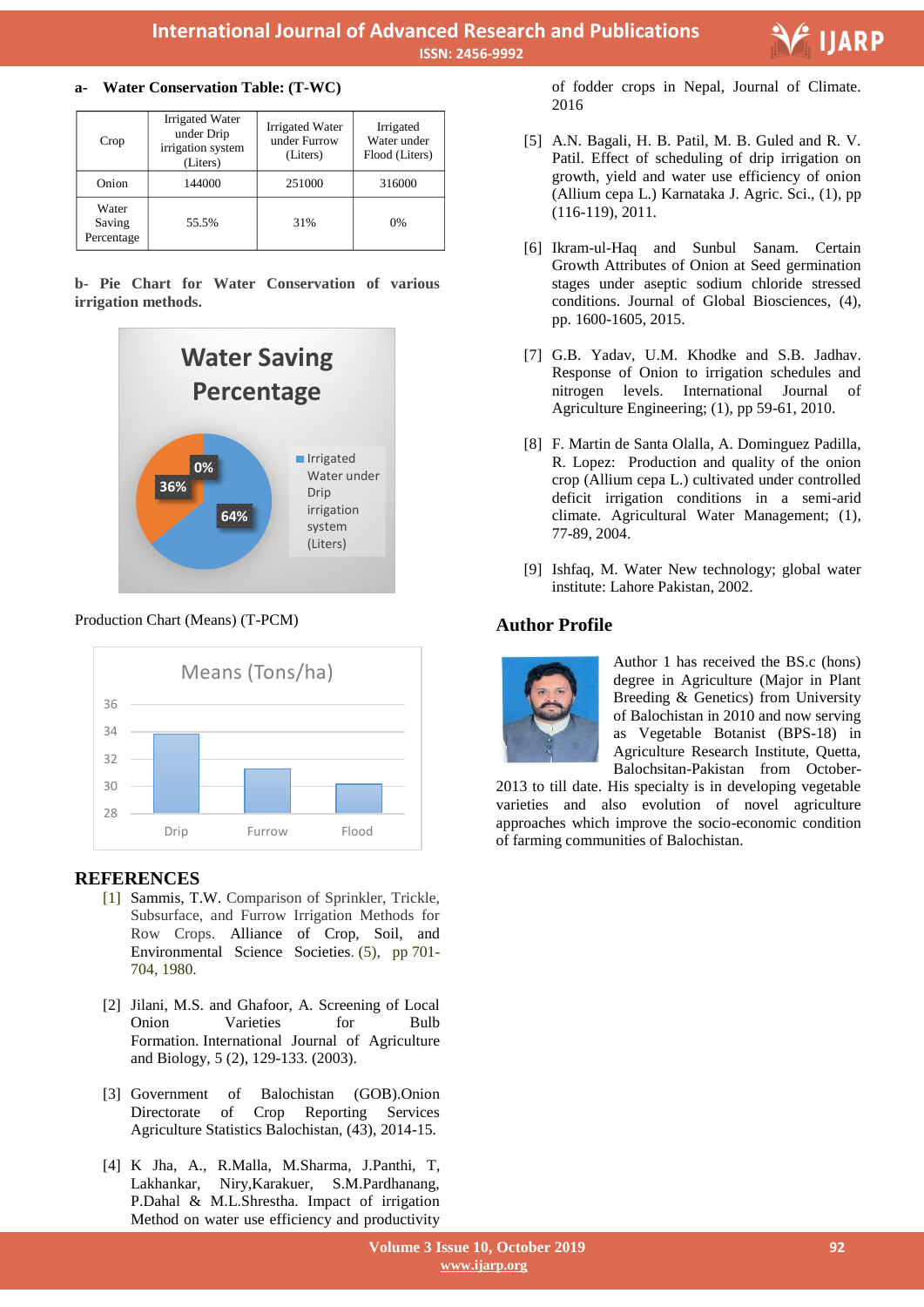**a- Water Conservation Table: (T-WC)**

| Crop | Irrigated Water under Drip irrigation system (Liters) | Irrigated Water under Furrow (Liters) | Irrigated Water under Flood (Liters) |
|---|---|---|---|
| Onion | 144000 | 251000 | 316000 |
| Water Saving Percentage | 55.5% | 31% | 0% |

**b- Pie Chart for Water Conservation of various irrigation methods.**

Water Saving Percentage

0%
36%
64%

Irrigated Water under Drip irrigation system (Liters)

Production Chart (Means) (T-PCM)

Means (Tons/ha)

36
34
32
30
28

Drip
Furrow
Flood

## REFERENCES

[1] Sammis, T.W. Comparison of Sprinkler, Trickle, Subsurface, and Furrow Irrigation Methods for Row Crops. Alliance of Crop, Soil, and Environmental Science Societies. (5), pp 701-704, 1980.

[2] Jilani, M.S. and Ghafoor, A. Screening of Local Onion Varieties for Bulb Formation. International Journal of Agriculture and Biology, 5 (2), 129-133. (2003).

[3] Government of Balochistan (GOB).Onion Directorate of Crop Reporting Services Agriculture Statistics Balochistan, (43), 2014-15.

[4] K Jha, A., R.Malla, M.Sharma, J.Panthi, T, Lakhankar, Niry,Karakuer, S.M.Pardhanang, P.Dahal & M.L.Shrestha. Impact of irrigation Method on water use efficiency and productivity of fodder crops in Nepal, Journal of Climate. 2016

[5] A.N. Bagali, H. B. Patil, M. B. Guled and R. V. Patil. Effect of scheduling of drip irrigation on growth, yield and water use efficiency of onion (Allium cepa L.) Karnataka J. Agric. Sci., (1), pp (116-119), 2011.

[6] Ikram-ul-Haq and Sunbul Sanam. Certain Growth Attributes of Onion at Seed germination stages under aseptic sodium chloride stressed conditions. Journal of Global Biosciences, (4), pp. 1600-1605, 2015.

[7] G.B. Yadav, U.M. Khodke and S.B. Jadhav. Response of Onion to irrigation schedules and nitrogen levels. International Journal of Agriculture Engineering; (1), pp 59-61, 2010.

[8] F. Martin de Santa Olalla, A. Dominguez Padilla, R. Lopez: Production and quality of the onion crop (Allium cepa L.) cultivated under controlled deficit irrigation conditions in a semi-arid climate. Agricultural Water Management; (1), 77-89, 2004.

[9] Ishfaq, M. Water New technology; global water institute: Lahore Pakistan, 2002.

## Author Profile

Author 1 has received the BS.c (hons) degree in Agriculture (Major in Plant Breeding & Genetics) from University of Balochistan in 2010 and now serving as Vegetable Botanist (BPS-18) in Agriculture Research Institute, Quetta, Balochsitan-Pakistan from October-2013 to till date. His specialty is in developing vegetable varieties and also evolution of novel agriculture approaches which improve the socio-economic condition of farming communities of Balochistan.